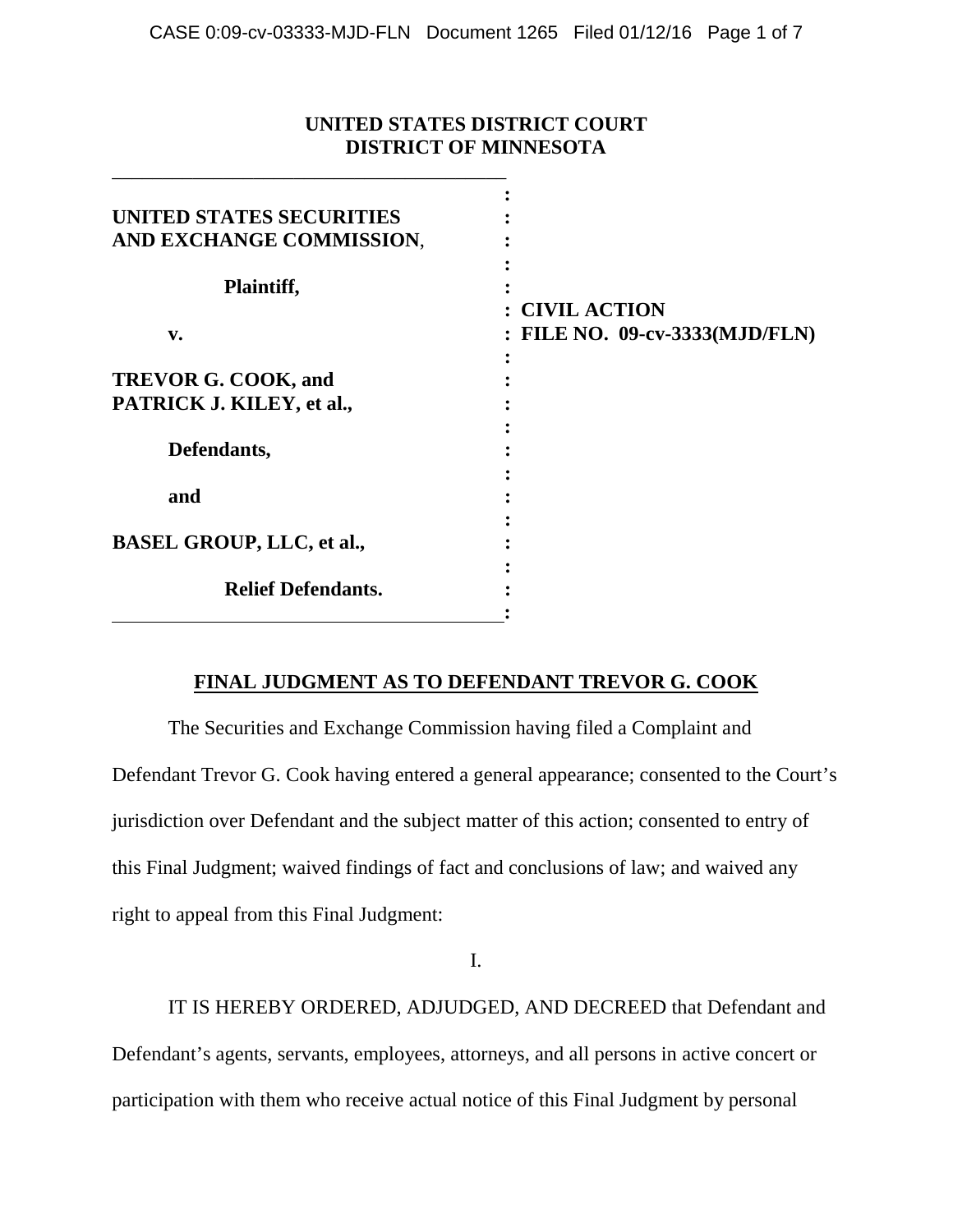**UNITED STATES DISTRICT COURT**
**DISTRICT OF MINNESOTA**

| | |
|---|---|
| **UNITED STATES SECURITIES AND EXCHANGE COMMISSION**,<br><br>**Plaintiff,**<br><br>**v.**<br><br>**TREVOR G. COOK, and PATRICK J. KILEY, et al.,**<br><br>**Defendants,**<br><br>**and**<br><br>**BASEL GROUP, LLC, et al.,**<br><br>**Relief Defendants.** | **CIVIL ACTION**<br>**FILE NO. 09-cv-3333(MJD/FLN)** |

**FINAL JUDGMENT AS TO DEFENDANT TREVOR G. COOK**

The Securities and Exchange Commission having filed a Complaint and Defendant Trevor G. Cook having entered a general appearance; consented to the Court's jurisdiction over Defendant and the subject matter of this action; consented to entry of this Final Judgment; waived findings of fact and conclusions of law; and waived any right to appeal from this Final Judgment:

I.

IT IS HEREBY ORDERED, ADJUDGED, AND DECREED that Defendant and Defendant's agents, servants, employees, attorneys, and all persons in active concert or participation with them who receive actual notice of this Final Judgment by personal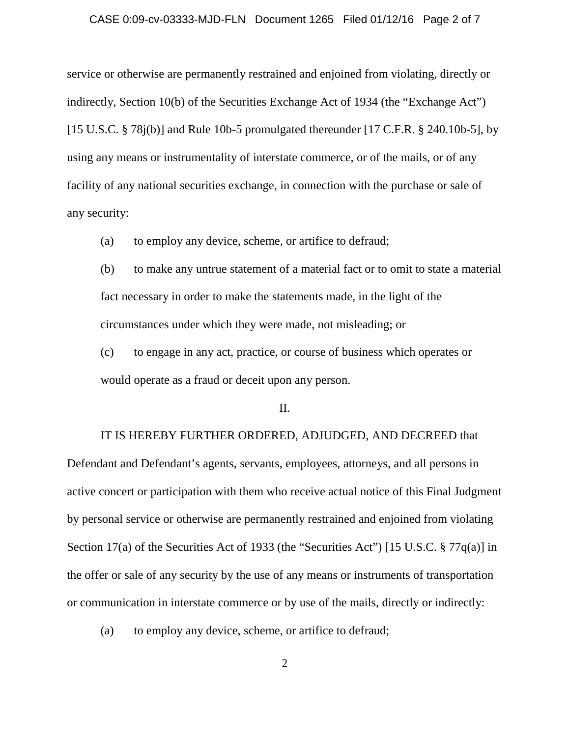service or otherwise are permanently restrained and enjoined from violating, directly or indirectly, Section 10(b) of the Securities Exchange Act of 1934 (the "Exchange Act") [15 U.S.C. § 78j(b)] and Rule 10b-5 promulgated thereunder [17 C.F.R. § 240.10b-5], by using any means or instrumentality of interstate commerce, or of the mails, or of any facility of any national securities exchange, in connection with the purchase or sale of any security:

(a) to employ any device, scheme, or artifice to defraud;

(b) to make any untrue statement of a material fact or to omit to state a material fact necessary in order to make the statements made, in the light of the circumstances under which they were made, not misleading; or

(c) to engage in any act, practice, or course of business which operates or would operate as a fraud or deceit upon any person.

II.

IT IS HEREBY FURTHER ORDERED, ADJUDGED, AND DECREED that Defendant and Defendant's agents, servants, employees, attorneys, and all persons in active concert or participation with them who receive actual notice of this Final Judgment by personal service or otherwise are permanently restrained and enjoined from violating Section 17(a) of the Securities Act of 1933 (the "Securities Act") [15 U.S.C. § 77q(a)] in the offer or sale of any security by the use of any means or instruments of transportation or communication in interstate commerce or by use of the mails, directly or indirectly:

(a) to employ any device, scheme, or artifice to defraud;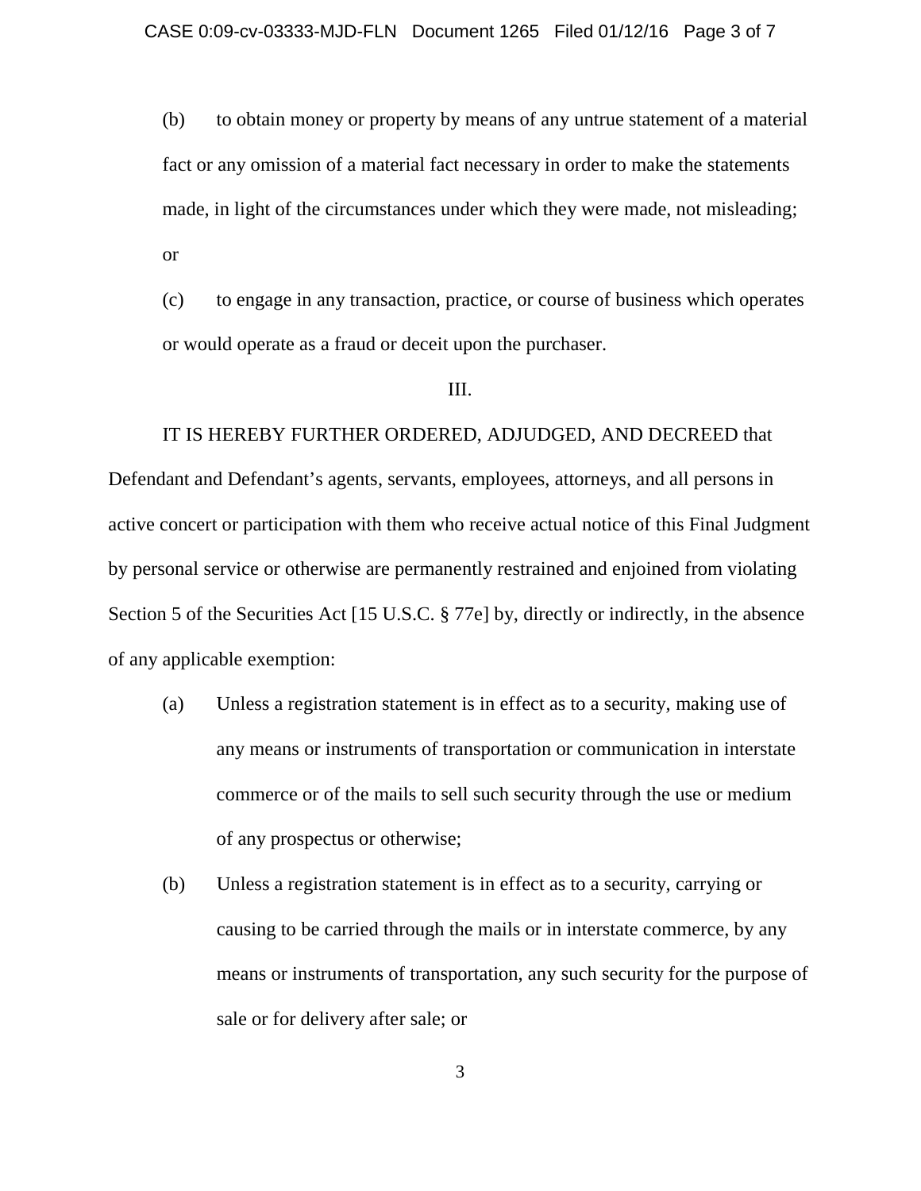(b) to obtain money or property by means of any untrue statement of a material fact or any omission of a material fact necessary in order to make the statements made, in light of the circumstances under which they were made, not misleading; or

(c) to engage in any transaction, practice, or course of business which operates or would operate as a fraud or deceit upon the purchaser.

III.

IT IS HEREBY FURTHER ORDERED, ADJUDGED, AND DECREED that Defendant and Defendant's agents, servants, employees, attorneys, and all persons in active concert or participation with them who receive actual notice of this Final Judgment by personal service or otherwise are permanently restrained and enjoined from violating Section 5 of the Securities Act [15 U.S.C. § 77e] by, directly or indirectly, in the absence of any applicable exemption:

(a) Unless a registration statement is in effect as to a security, making use of any means or instruments of transportation or communication in interstate commerce or of the mails to sell such security through the use or medium of any prospectus or otherwise;

(b) Unless a registration statement is in effect as to a security, carrying or causing to be carried through the mails or in interstate commerce, by any means or instruments of transportation, any such security for the purpose of sale or for delivery after sale; or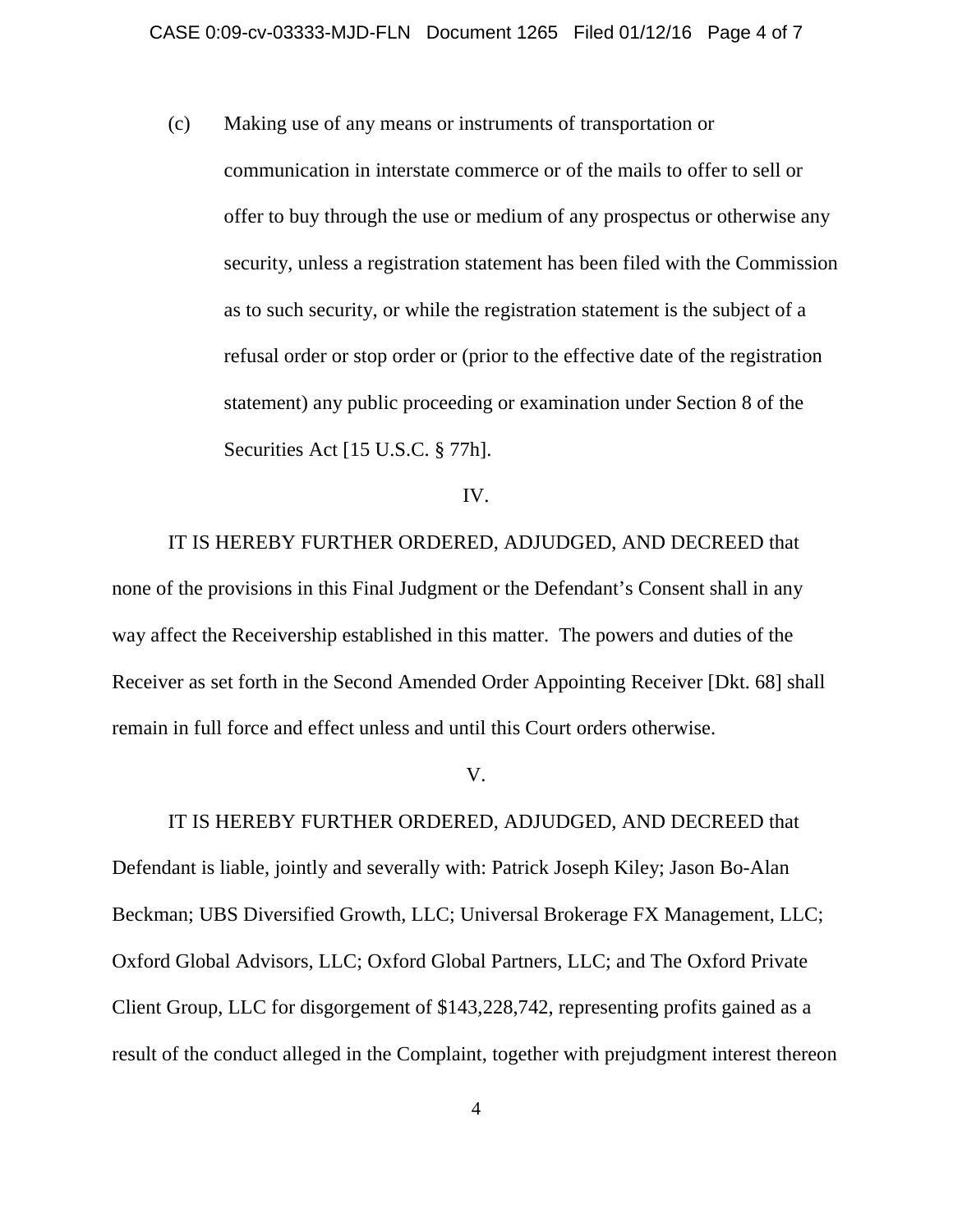(c) Making use of any means or instruments of transportation or communication in interstate commerce or of the mails to offer to sell or offer to buy through the use or medium of any prospectus or otherwise any security, unless a registration statement has been filed with the Commission as to such security, or while the registration statement is the subject of a refusal order or stop order or (prior to the effective date of the registration statement) any public proceeding or examination under Section 8 of the Securities Act [15 U.S.C. § 77h].

IV.

IT IS HEREBY FURTHER ORDERED, ADJUDGED, AND DECREED that none of the provisions in this Final Judgment or the Defendant's Consent shall in any way affect the Receivership established in this matter. The powers and duties of the Receiver as set forth in the Second Amended Order Appointing Receiver [Dkt. 68] shall remain in full force and effect unless and until this Court orders otherwise.

V.

IT IS HEREBY FURTHER ORDERED, ADJUDGED, AND DECREED that Defendant is liable, jointly and severally with: Patrick Joseph Kiley; Jason Bo-Alan Beckman; UBS Diversified Growth, LLC; Universal Brokerage FX Management, LLC; Oxford Global Advisors, LLC; Oxford Global Partners, LLC; and The Oxford Private Client Group, LLC for disgorgement of $143,228,742, representing profits gained as a result of the conduct alleged in the Complaint, together with prejudgment interest thereon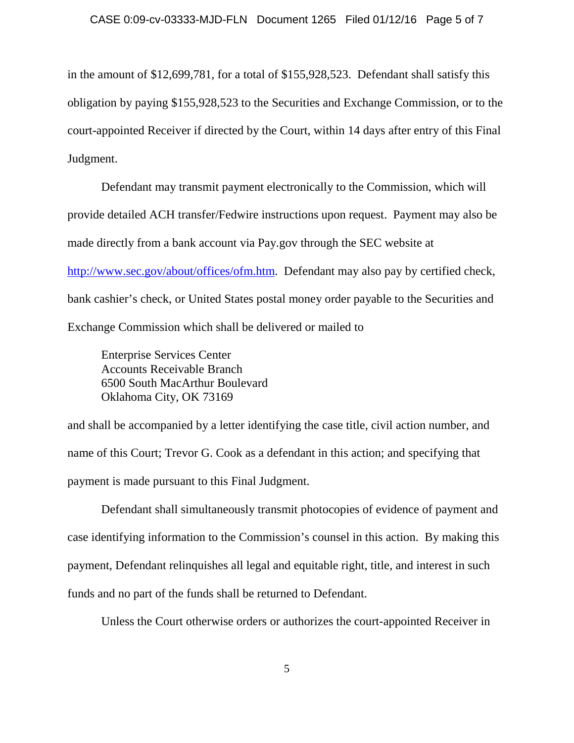in the amount of $12,699,781, for a total of $155,928,523. Defendant shall satisfy this obligation by paying $155,928,523 to the Securities and Exchange Commission, or to the court-appointed Receiver if directed by the Court, within 14 days after entry of this Final Judgment.

Defendant may transmit payment electronically to the Commission, which will provide detailed ACH transfer/Fedwire instructions upon request. Payment may also be made directly from a bank account via Pay.gov through the SEC website at http://www.sec.gov/about/offices/ofm.htm. Defendant may also pay by certified check, bank cashier's check, or United States postal money order payable to the Securities and Exchange Commission which shall be delivered or mailed to

> Enterprise Services Center
> Accounts Receivable Branch
> 6500 South MacArthur Boulevard
> Oklahoma City, OK 73169

and shall be accompanied by a letter identifying the case title, civil action number, and name of this Court; Trevor G. Cook as a defendant in this action; and specifying that payment is made pursuant to this Final Judgment.

Defendant shall simultaneously transmit photocopies of evidence of payment and case identifying information to the Commission's counsel in this action. By making this payment, Defendant relinquishes all legal and equitable right, title, and interest in such funds and no part of the funds shall be returned to Defendant.

Unless the Court otherwise orders or authorizes the court-appointed Receiver in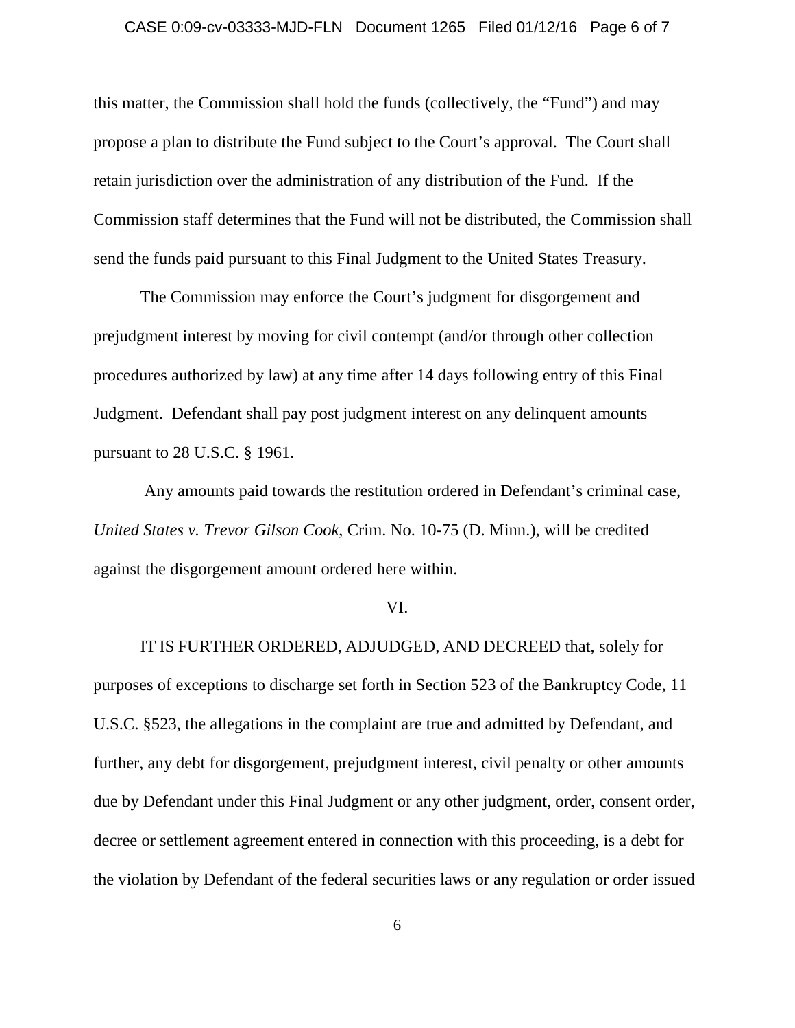this matter, the Commission shall hold the funds (collectively, the "Fund") and may propose a plan to distribute the Fund subject to the Court's approval. The Court shall retain jurisdiction over the administration of any distribution of the Fund. If the Commission staff determines that the Fund will not be distributed, the Commission shall send the funds paid pursuant to this Final Judgment to the United States Treasury.

The Commission may enforce the Court's judgment for disgorgement and prejudgment interest by moving for civil contempt (and/or through other collection procedures authorized by law) at any time after 14 days following entry of this Final Judgment. Defendant shall pay post judgment interest on any delinquent amounts pursuant to 28 U.S.C. § 1961.

Any amounts paid towards the restitution ordered in Defendant's criminal case, *United States v. Trevor Gilson Cook*, Crim. No. 10-75 (D. Minn.), will be credited against the disgorgement amount ordered here within.

VI.

IT IS FURTHER ORDERED, ADJUDGED, AND DECREED that, solely for purposes of exceptions to discharge set forth in Section 523 of the Bankruptcy Code, 11 U.S.C. §523, the allegations in the complaint are true and admitted by Defendant, and further, any debt for disgorgement, prejudgment interest, civil penalty or other amounts due by Defendant under this Final Judgment or any other judgment, order, consent order, decree or settlement agreement entered in connection with this proceeding, is a debt for the violation by Defendant of the federal securities laws or any regulation or order issued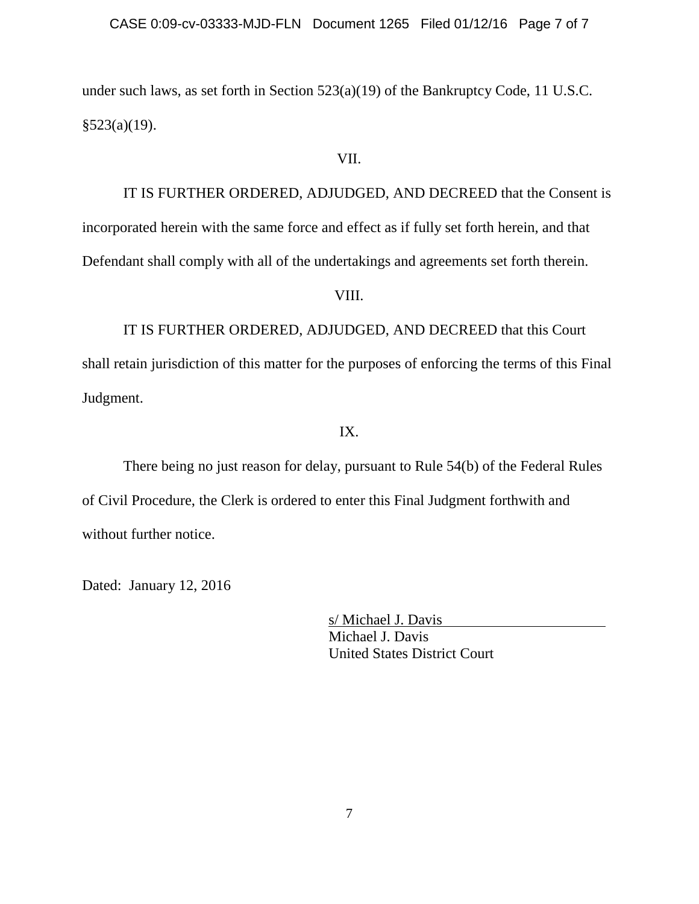under such laws, as set forth in Section 523(a)(19) of the Bankruptcy Code, 11 U.S.C. §523(a)(19).

VII.

IT IS FURTHER ORDERED, ADJUDGED, AND DECREED that the Consent is incorporated herein with the same force and effect as if fully set forth herein, and that Defendant shall comply with all of the undertakings and agreements set forth therein.

VIII.

IT IS FURTHER ORDERED, ADJUDGED, AND DECREED that this Court shall retain jurisdiction of this matter for the purposes of enforcing the terms of this Final Judgment.

IX.

There being no just reason for delay, pursuant to Rule 54(b) of the Federal Rules of Civil Procedure, the Clerk is ordered to enter this Final Judgment forthwith and without further notice.

Dated: January 12, 2016

s/ Michael J. Davis
Michael J. Davis
United States District Court